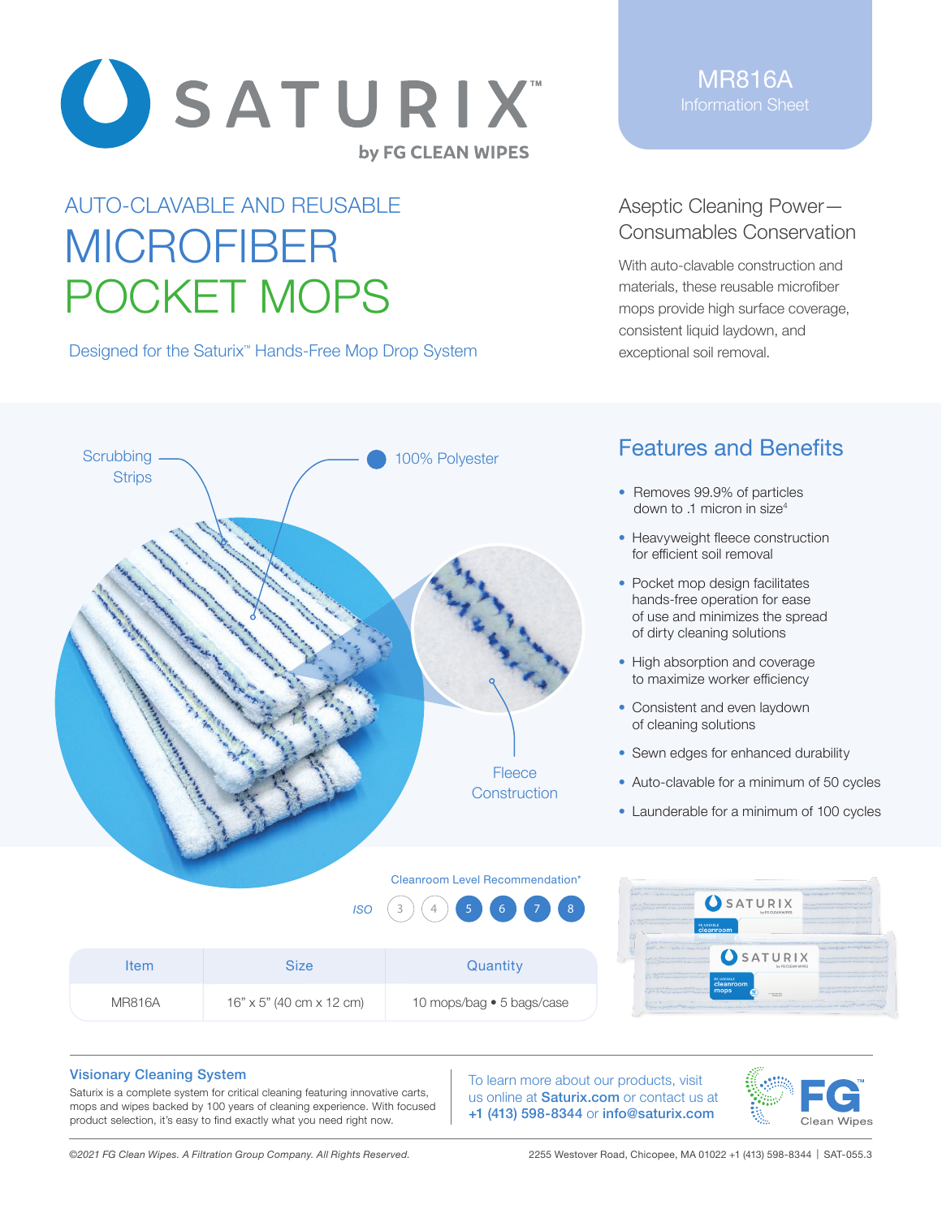# SATURIX™

by FG CLEAN WIPES

MR816A
Information Sheet

## AUTO-CLAVABLE AND REUSABLE MICROFIBER POCKET MOPS

Designed for the Saturix™ Hands-Free Mop Drop System

### Aseptic Cleaning Power—Consumables Conservation

With auto-clavable construction and materials, these reusable microfiber mops provide high surface coverage, consistent liquid laydown, and exceptional soil removal.

Scrubbing Strips

100% Polyester

Fleece Construction

## Features and Benefits

- Removes 99.9% of particles down to .1 micron in size[4]
- Heavyweight fleece construction for efficient soil removal
- Pocket mop design facilitates hands-free operation for ease of use and minimizes the spread of dirty cleaning solutions
- High absorption and coverage to maximize worker efficiency
- Consistent and even laydown of cleaning solutions
- Sewn edges for enhanced durability
- Auto-clavable for a minimum of 50 cycles
- Launderable for a minimum of 100 cycles

Cleanroom Level Recommendation*

ISO 3 4 **5 6 7 8**

| Item | Size | Quantity |
|---|---|---|
| MR816A | 16" x 5" (40 cm x 12 cm) | 10 mops/bag • 5 bags/case |

### Visionary Cleaning System

Saturix is a complete system for critical cleaning featuring innovative carts, mops and wipes backed by 100 years of cleaning experience. With focused product selection, it's easy to find exactly what you need right now.

To learn more about our products, visit us online at **Saturix.com** or contact us at **+1 (413) 598-8344** or **info@saturix.com**

FG™ Clean Wipes

*©2021 FG Clean Wipes. A Filtration Group Company. All Rights Reserved.*

2255 Westover Road, Chicopee, MA 01022 +1 (413) 598-8344 | SAT-055.3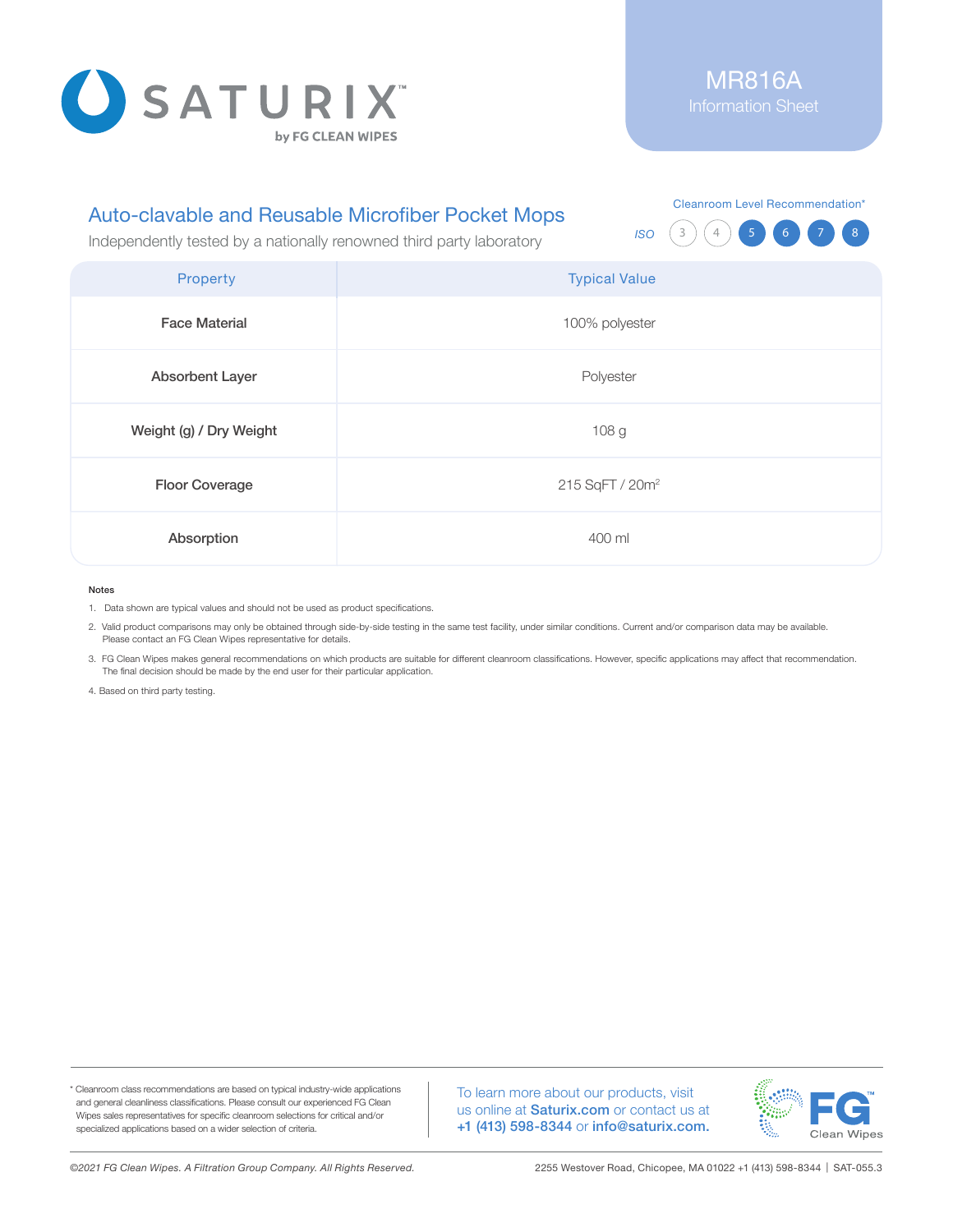SATURIX™ by FG CLEAN WIPES

# MR816A
Information Sheet

## Auto-clavable and Reusable Microfiber Pocket Mops

Independently tested by a nationally renowned third party laboratory

Cleanroom Level Recommendation*

ISO 3 4 **5** **6** **7** **8**

| Property | Typical Value |
|---|---|
| Face Material | 100% polyester |
| Absorbent Layer | Polyester |
| Weight (g) / Dry Weight | 108 g |
| Floor Coverage | 215 SqFT / 20m$^2$ |
| Absorption | 400 ml |

**Notes**

1. Data shown are typical values and should not be used as product specifications.
2. Valid product comparisons may only be obtained through side-by-side testing in the same test facility, under similar conditions. Current and/or comparison data may be available. Please contact an FG Clean Wipes representative for details.
3. FG Clean Wipes makes general recommendations on which products are suitable for different cleanroom classifications. However, specific applications may affect that recommendation. The final decision should be made by the end user for their particular application.
4. Based on third party testing.

* Cleanroom class recommendations are based on typical industry-wide applications and general cleanliness classifications. Please consult our experienced FG Clean Wipes sales representatives for specific cleanroom selections for critical and/or specialized applications based on a wider selection of criteria.

To learn more about our products, visit us online at **Saturix.com** or contact us at **+1 (413) 598-8344** or **info@saturix.com.**

FG™ Clean Wipes

*©2021 FG Clean Wipes. A Filtration Group Company. All Rights Reserved.*

2255 Westover Road, Chicopee, MA 01022 +1 (413) 598-8344 | SAT-055.3